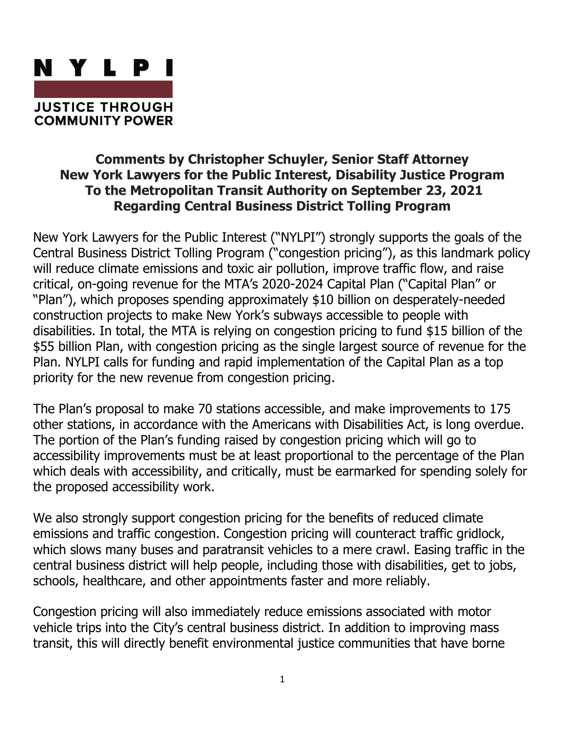# N Y L P I

JUSTICE THROUGH COMMUNITY POWER

**Comments by Christopher Schuyler, Senior Staff Attorney**
**New York Lawyers for the Public Interest, Disability Justice Program**
**To the Metropolitan Transit Authority on September 23, 2021**
**Regarding Central Business District Tolling Program**

New York Lawyers for the Public Interest ("NYLPI") strongly supports the goals of the Central Business District Tolling Program ("congestion pricing"), as this landmark policy will reduce climate emissions and toxic air pollution, improve traffic flow, and raise critical, on-going revenue for the MTA's 2020-2024 Capital Plan ("Capital Plan" or "Plan"), which proposes spending approximately $10 billion on desperately-needed construction projects to make New York's subways accessible to people with disabilities. In total, the MTA is relying on congestion pricing to fund $15 billion of the $55 billion Plan, with congestion pricing as the single largest source of revenue for the Plan. NYLPI calls for funding and rapid implementation of the Capital Plan as a top priority for the new revenue from congestion pricing.

The Plan's proposal to make 70 stations accessible, and make improvements to 175 other stations, in accordance with the Americans with Disabilities Act, is long overdue. The portion of the Plan's funding raised by congestion pricing which will go to accessibility improvements must be at least proportional to the percentage of the Plan which deals with accessibility, and critically, must be earmarked for spending solely for the proposed accessibility work.

We also strongly support congestion pricing for the benefits of reduced climate emissions and traffic congestion. Congestion pricing will counteract traffic gridlock, which slows many buses and paratransit vehicles to a mere crawl. Easing traffic in the central business district will help people, including those with disabilities, get to jobs, schools, healthcare, and other appointments faster and more reliably.

Congestion pricing will also immediately reduce emissions associated with motor vehicle trips into the City's central business district. In addition to improving mass transit, this will directly benefit environmental justice communities that have borne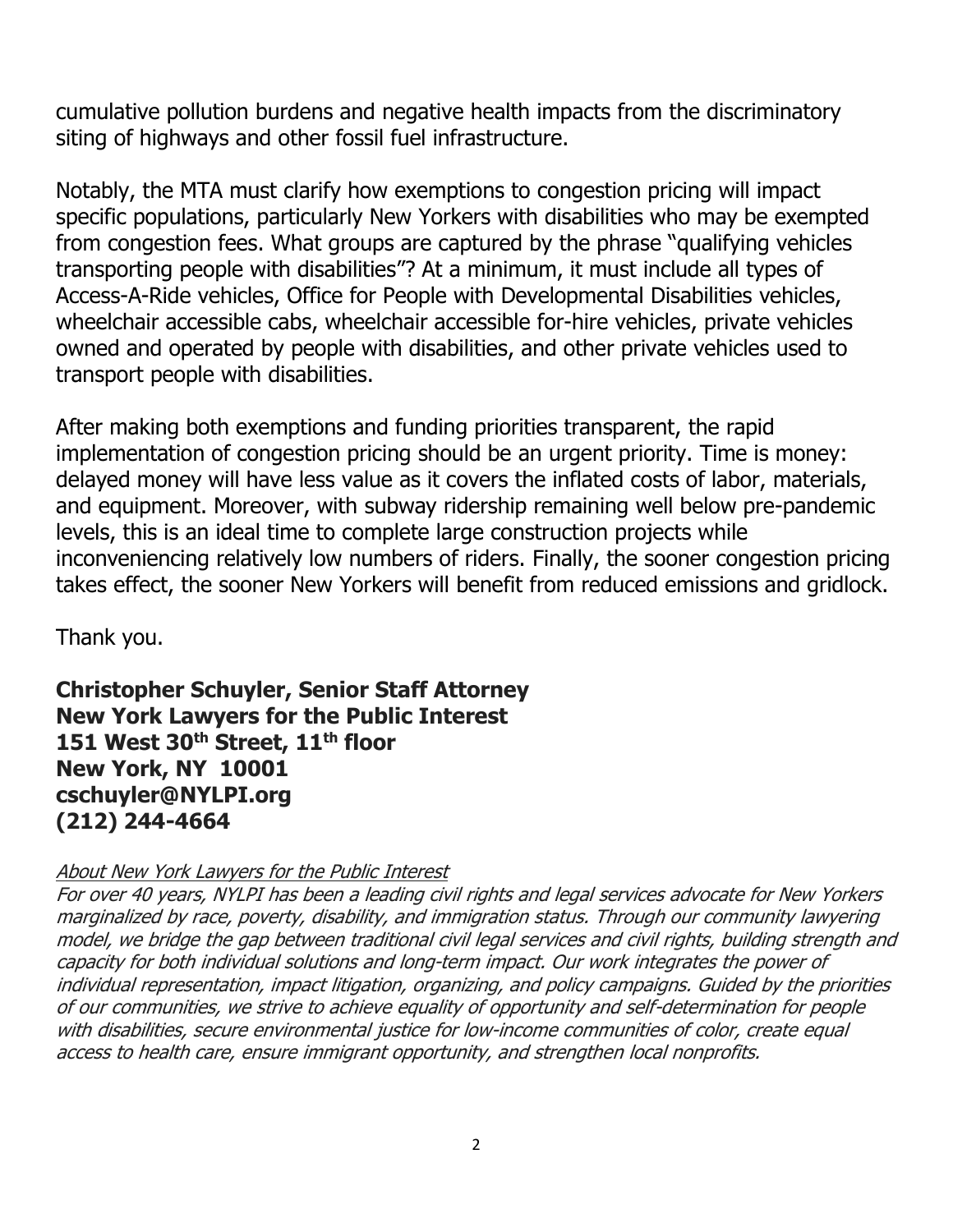cumulative pollution burdens and negative health impacts from the discriminatory siting of highways and other fossil fuel infrastructure.

Notably, the MTA must clarify how exemptions to congestion pricing will impact specific populations, particularly New Yorkers with disabilities who may be exempted from congestion fees. What groups are captured by the phrase "qualifying vehicles transporting people with disabilities"? At a minimum, it must include all types of Access-A-Ride vehicles, Office for People with Developmental Disabilities vehicles, wheelchair accessible cabs, wheelchair accessible for-hire vehicles, private vehicles owned and operated by people with disabilities, and other private vehicles used to transport people with disabilities.

After making both exemptions and funding priorities transparent, the rapid implementation of congestion pricing should be an urgent priority. Time is money: delayed money will have less value as it covers the inflated costs of labor, materials, and equipment. Moreover, with subway ridership remaining well below pre-pandemic levels, this is an ideal time to complete large construction projects while inconveniencing relatively low numbers of riders. Finally, the sooner congestion pricing takes effect, the sooner New Yorkers will benefit from reduced emissions and gridlock.

Thank you.

**Christopher Schuyler, Senior Staff Attorney**
**New York Lawyers for the Public Interest**
**151 West 30th Street, 11th floor**
**New York, NY 10001**
**cschuyler@NYLPI.org**
**(212) 244-4664**

*About New York Lawyers for the Public Interest*

*For over 40 years, NYLPI has been a leading civil rights and legal services advocate for New Yorkers marginalized by race, poverty, disability, and immigration status. Through our community lawyering model, we bridge the gap between traditional civil legal services and civil rights, building strength and capacity for both individual solutions and long-term impact. Our work integrates the power of individual representation, impact litigation, organizing, and policy campaigns. Guided by the priorities of our communities, we strive to achieve equality of opportunity and self-determination for people with disabilities, secure environmental justice for low-income communities of color, create equal access to health care, ensure immigrant opportunity, and strengthen local nonprofits.*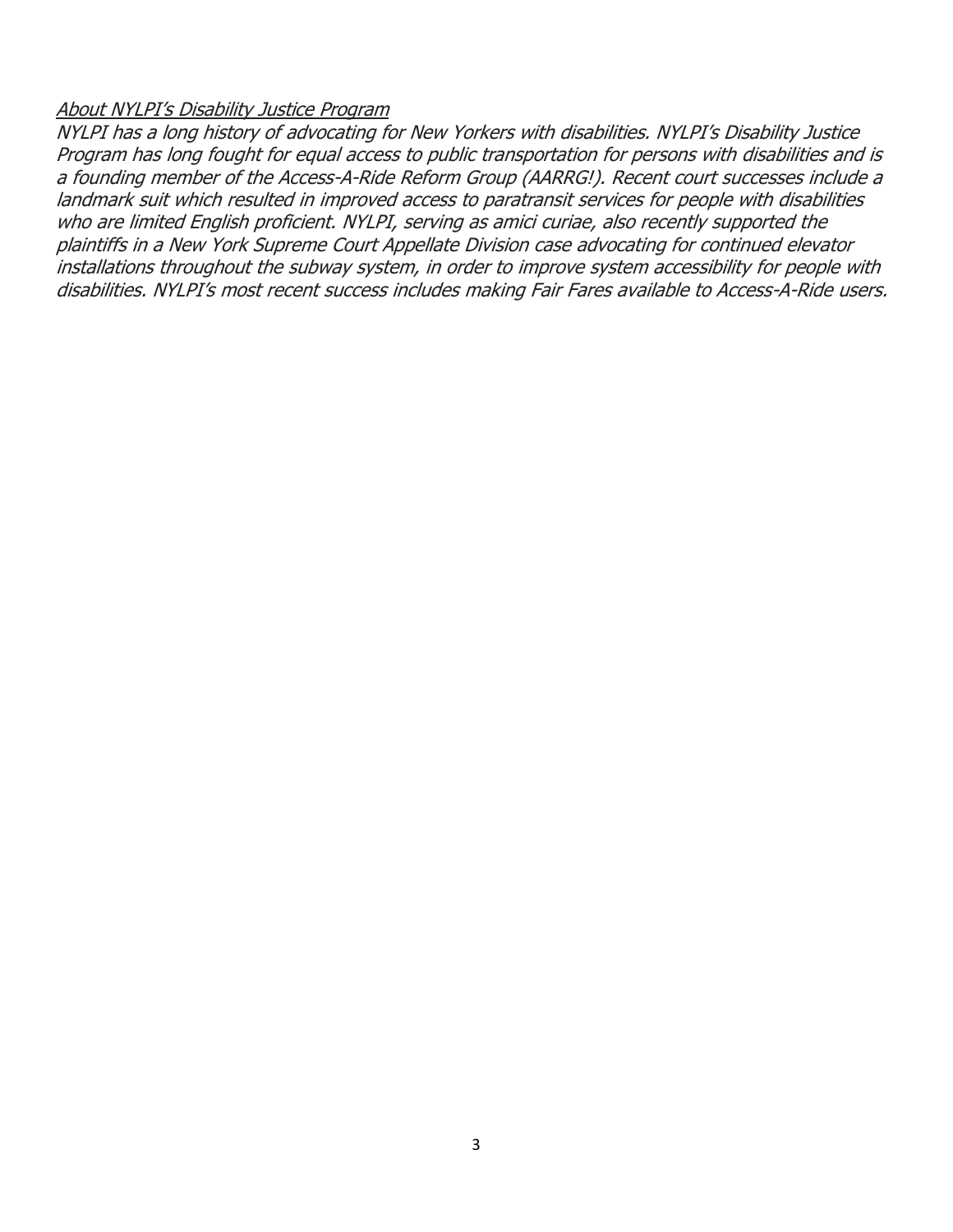*<u>About NYLPI's Disability Justice Program</u>*

*NYLPI has a long history of advocating for New Yorkers with disabilities. NYLPI's Disability Justice Program has long fought for equal access to public transportation for persons with disabilities and is a founding member of the Access-A-Ride Reform Group (AARRG!). Recent court successes include a landmark suit which resulted in improved access to paratransit services for people with disabilities who are limited English proficient. NYLPI, serving as amici curiae, also recently supported the plaintiffs in a New York Supreme Court Appellate Division case advocating for continued elevator installations throughout the subway system, in order to improve system accessibility for people with disabilities. NYLPI's most recent success includes making Fair Fares available to Access-A-Ride users.*